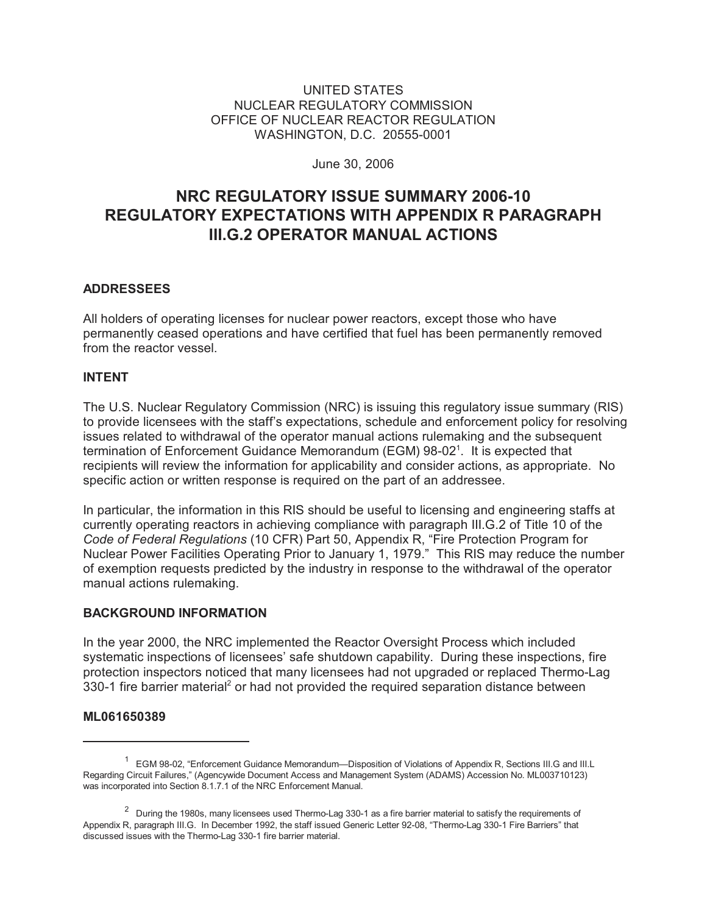UNITED STATES
NUCLEAR REGULATORY COMMISSION
OFFICE OF NUCLEAR REACTOR REGULATION
WASHINGTON, D.C. 20555-0001

June 30, 2006

# NRC REGULATORY ISSUE SUMMARY 2006-10 REGULATORY EXPECTATIONS WITH APPENDIX R PARAGRAPH III.G.2 OPERATOR MANUAL ACTIONS

## ADDRESSEES

All holders of operating licenses for nuclear power reactors, except those who have permanently ceased operations and have certified that fuel has been permanently removed from the reactor vessel.

## INTENT

The U.S. Nuclear Regulatory Commission (NRC) is issuing this regulatory issue summary (RIS) to provide licensees with the staff's expectations, schedule and enforcement policy for resolving issues related to withdrawal of the operator manual actions rulemaking and the subsequent termination of Enforcement Guidance Memorandum (EGM) 98-02[1]. It is expected that recipients will review the information for applicability and consider actions, as appropriate. No specific action or written response is required on the part of an addressee.

In particular, the information in this RIS should be useful to licensing and engineering staffs at currently operating reactors in achieving compliance with paragraph III.G.2 of Title 10 of the *Code of Federal Regulations* (10 CFR) Part 50, Appendix R, "Fire Protection Program for Nuclear Power Facilities Operating Prior to January 1, 1979." This RIS may reduce the number of exemption requests predicted by the industry in response to the withdrawal of the operator manual actions rulemaking.

## BACKGROUND INFORMATION

In the year 2000, the NRC implemented the Reactor Oversight Process which included systematic inspections of licensees' safe shutdown capability. During these inspections, fire protection inspectors noticed that many licensees had not upgraded or replaced Thermo-Lag 330-1 fire barrier material[2] or had not provided the required separation distance between

**ML061650389**

---

[1] EGM 98-02, "Enforcement Guidance Memorandum—Disposition of Violations of Appendix R, Sections III.G and III.L Regarding Circuit Failures," (Agencywide Document Access and Management System (ADAMS) Accession No. ML003710123) was incorporated into Section 8.1.7.1 of the NRC Enforcement Manual.

[2] During the 1980s, many licensees used Thermo-Lag 330-1 as a fire barrier material to satisfy the requirements of Appendix R, paragraph III.G. In December 1992, the staff issued Generic Letter 92-08, "Thermo-Lag 330-1 Fire Barriers" that discussed issues with the Thermo-Lag 330-1 fire barrier material.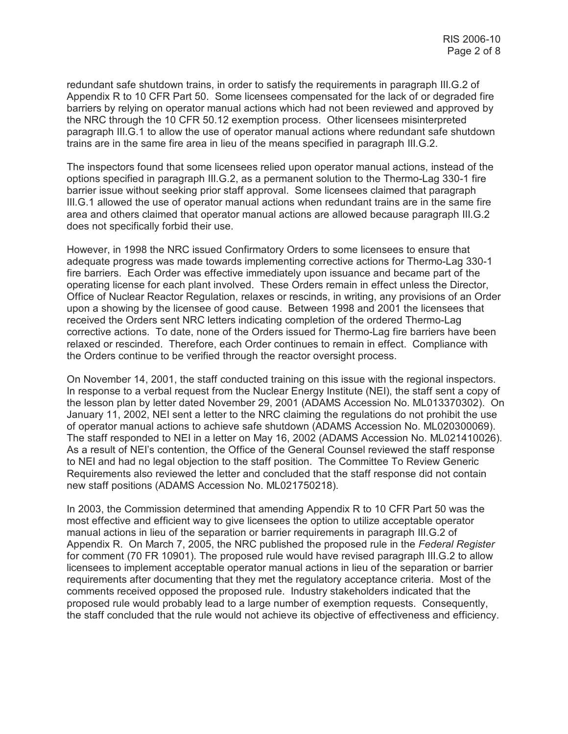redundant safe shutdown trains, in order to satisfy the requirements in paragraph III.G.2 of Appendix R to 10 CFR Part 50. Some licensees compensated for the lack of or degraded fire barriers by relying on operator manual actions which had not been reviewed and approved by the NRC through the 10 CFR 50.12 exemption process. Other licensees misinterpreted paragraph III.G.1 to allow the use of operator manual actions where redundant safe shutdown trains are in the same fire area in lieu of the means specified in paragraph III.G.2.

The inspectors found that some licensees relied upon operator manual actions, instead of the options specified in paragraph III.G.2, as a permanent solution to the Thermo-Lag 330-1 fire barrier issue without seeking prior staff approval. Some licensees claimed that paragraph III.G.1 allowed the use of operator manual actions when redundant trains are in the same fire area and others claimed that operator manual actions are allowed because paragraph III.G.2 does not specifically forbid their use.

However, in 1998 the NRC issued Confirmatory Orders to some licensees to ensure that adequate progress was made towards implementing corrective actions for Thermo-Lag 330-1 fire barriers. Each Order was effective immediately upon issuance and became part of the operating license for each plant involved. These Orders remain in effect unless the Director, Office of Nuclear Reactor Regulation, relaxes or rescinds, in writing, any provisions of an Order upon a showing by the licensee of good cause. Between 1998 and 2001 the licensees that received the Orders sent NRC letters indicating completion of the ordered Thermo-Lag corrective actions. To date, none of the Orders issued for Thermo-Lag fire barriers have been relaxed or rescinded. Therefore, each Order continues to remain in effect. Compliance with the Orders continue to be verified through the reactor oversight process.

On November 14, 2001, the staff conducted training on this issue with the regional inspectors. In response to a verbal request from the Nuclear Energy Institute (NEI), the staff sent a copy of the lesson plan by letter dated November 29, 2001 (ADAMS Accession No. ML013370302). On January 11, 2002, NEI sent a letter to the NRC claiming the regulations do not prohibit the use of operator manual actions to achieve safe shutdown (ADAMS Accession No. ML020300069). The staff responded to NEI in a letter on May 16, 2002 (ADAMS Accession No. ML021410026). As a result of NEI's contention, the Office of the General Counsel reviewed the staff response to NEI and had no legal objection to the staff position. The Committee To Review Generic Requirements also reviewed the letter and concluded that the staff response did not contain new staff positions (ADAMS Accession No. ML021750218).

In 2003, the Commission determined that amending Appendix R to 10 CFR Part 50 was the most effective and efficient way to give licensees the option to utilize acceptable operator manual actions in lieu of the separation or barrier requirements in paragraph III.G.2 of Appendix R. On March 7, 2005, the NRC published the proposed rule in the *Federal Register* for comment (70 FR 10901). The proposed rule would have revised paragraph III.G.2 to allow licensees to implement acceptable operator manual actions in lieu of the separation or barrier requirements after documenting that they met the regulatory acceptance criteria. Most of the comments received opposed the proposed rule. Industry stakeholders indicated that the proposed rule would probably lead to a large number of exemption requests. Consequently, the staff concluded that the rule would not achieve its objective of effectiveness and efficiency.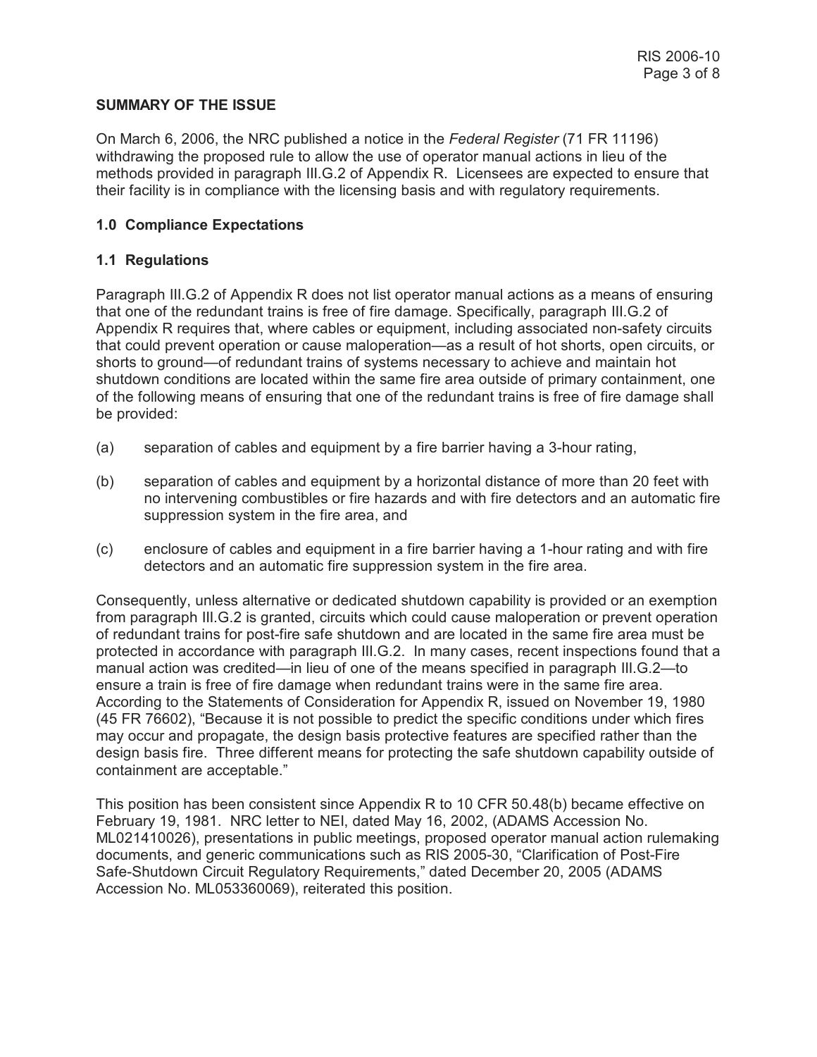**SUMMARY OF THE ISSUE**

On March 6, 2006, the NRC published a notice in the *Federal Register* (71 FR 11196) withdrawing the proposed rule to allow the use of operator manual actions in lieu of the methods provided in paragraph III.G.2 of Appendix R. Licensees are expected to ensure that their facility is in compliance with the licensing basis and with regulatory requirements.

**1.0 Compliance Expectations**

**1.1 Regulations**

Paragraph III.G.2 of Appendix R does not list operator manual actions as a means of ensuring that one of the redundant trains is free of fire damage. Specifically, paragraph III.G.2 of Appendix R requires that, where cables or equipment, including associated non-safety circuits that could prevent operation or cause maloperation—as a result of hot shorts, open circuits, or shorts to ground—of redundant trains of systems necessary to achieve and maintain hot shutdown conditions are located within the same fire area outside of primary containment, one of the following means of ensuring that one of the redundant trains is free of fire damage shall be provided:

(a) separation of cables and equipment by a fire barrier having a 3-hour rating,

(b) separation of cables and equipment by a horizontal distance of more than 20 feet with no intervening combustibles or fire hazards and with fire detectors and an automatic fire suppression system in the fire area, and

(c) enclosure of cables and equipment in a fire barrier having a 1-hour rating and with fire detectors and an automatic fire suppression system in the fire area.

Consequently, unless alternative or dedicated shutdown capability is provided or an exemption from paragraph III.G.2 is granted, circuits which could cause maloperation or prevent operation of redundant trains for post-fire safe shutdown and are located in the same fire area must be protected in accordance with paragraph III.G.2. In many cases, recent inspections found that a manual action was credited—in lieu of one of the means specified in paragraph III.G.2—to ensure a train is free of fire damage when redundant trains were in the same fire area. According to the Statements of Consideration for Appendix R, issued on November 19, 1980 (45 FR 76602), "Because it is not possible to predict the specific conditions under which fires may occur and propagate, the design basis protective features are specified rather than the design basis fire. Three different means for protecting the safe shutdown capability outside of containment are acceptable."

This position has been consistent since Appendix R to 10 CFR 50.48(b) became effective on February 19, 1981. NRC letter to NEI, dated May 16, 2002, (ADAMS Accession No. ML021410026), presentations in public meetings, proposed operator manual action rulemaking documents, and generic communications such as RIS 2005-30, "Clarification of Post-Fire Safe-Shutdown Circuit Regulatory Requirements," dated December 20, 2005 (ADAMS Accession No. ML053360069), reiterated this position.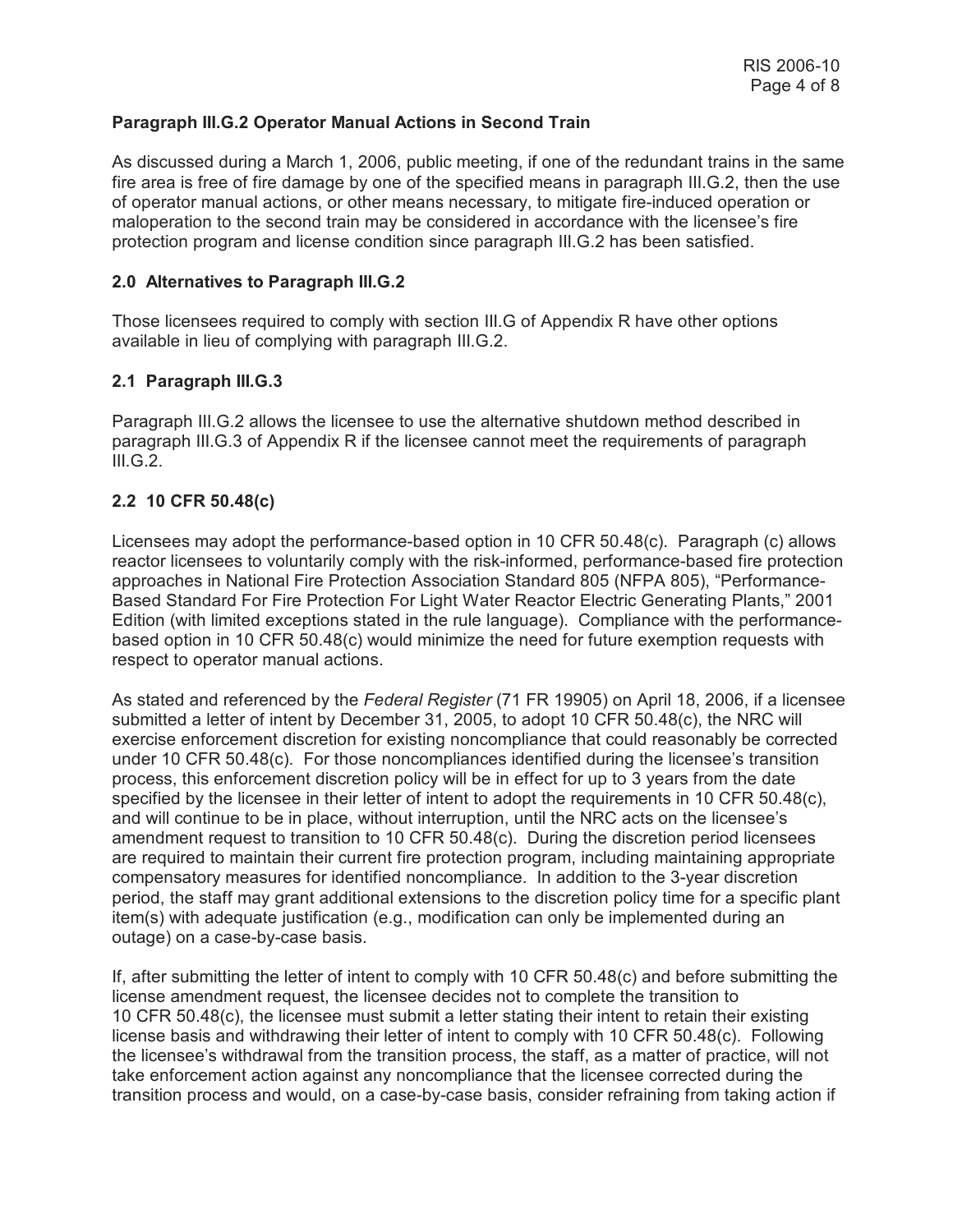**Paragraph III.G.2 Operator Manual Actions in Second Train**

As discussed during a March 1, 2006, public meeting, if one of the redundant trains in the same fire area is free of fire damage by one of the specified means in paragraph III.G.2, then the use of operator manual actions, or other means necessary, to mitigate fire-induced operation or maloperation to the second train may be considered in accordance with the licensee's fire protection program and license condition since paragraph III.G.2 has been satisfied.

## 2.0 Alternatives to Paragraph III.G.2

Those licensees required to comply with section III.G of Appendix R have other options available in lieu of complying with paragraph III.G.2.

### 2.1 Paragraph III.G.3

Paragraph III.G.2 allows the licensee to use the alternative shutdown method described in paragraph III.G.3 of Appendix R if the licensee cannot meet the requirements of paragraph III.G.2.

### 2.2 10 CFR 50.48(c)

Licensees may adopt the performance-based option in 10 CFR 50.48(c). Paragraph (c) allows reactor licensees to voluntarily comply with the risk-informed, performance-based fire protection approaches in National Fire Protection Association Standard 805 (NFPA 805), "Performance-Based Standard For Fire Protection For Light Water Reactor Electric Generating Plants," 2001 Edition (with limited exceptions stated in the rule language). Compliance with the performance-based option in 10 CFR 50.48(c) would minimize the need for future exemption requests with respect to operator manual actions.

As stated and referenced by the *Federal Register* (71 FR 19905) on April 18, 2006, if a licensee submitted a letter of intent by December 31, 2005, to adopt 10 CFR 50.48(c), the NRC will exercise enforcement discretion for existing noncompliance that could reasonably be corrected under 10 CFR 50.48(c). For those noncompliances identified during the licensee's transition process, this enforcement discretion policy will be in effect for up to 3 years from the date specified by the licensee in their letter of intent to adopt the requirements in 10 CFR 50.48(c), and will continue to be in place, without interruption, until the NRC acts on the licensee's amendment request to transition to 10 CFR 50.48(c). During the discretion period licensees are required to maintain their current fire protection program, including maintaining appropriate compensatory measures for identified noncompliance. In addition to the 3-year discretion period, the staff may grant additional extensions to the discretion policy time for a specific plant item(s) with adequate justification (e.g., modification can only be implemented during an outage) on a case-by-case basis.

If, after submitting the letter of intent to comply with 10 CFR 50.48(c) and before submitting the license amendment request, the licensee decides not to complete the transition to 10 CFR 50.48(c), the licensee must submit a letter stating their intent to retain their existing license basis and withdrawing their letter of intent to comply with 10 CFR 50.48(c). Following the licensee's withdrawal from the transition process, the staff, as a matter of practice, will not take enforcement action against any noncompliance that the licensee corrected during the transition process and would, on a case-by-case basis, consider refraining from taking action if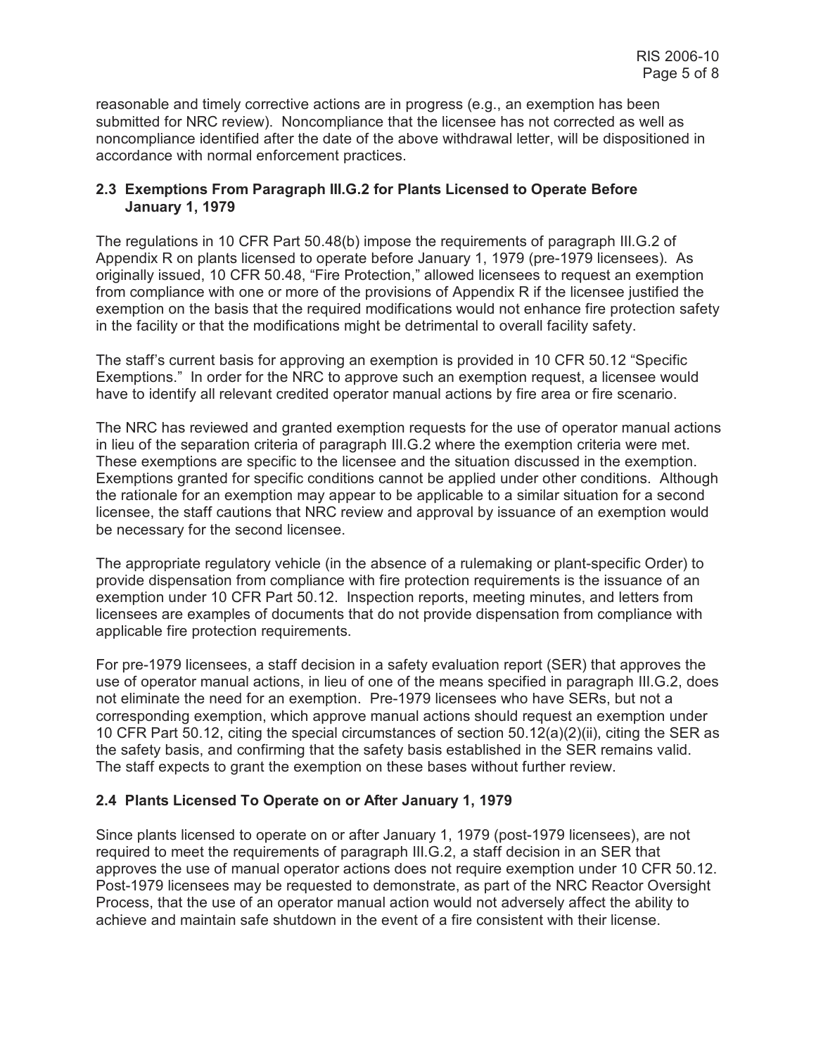reasonable and timely corrective actions are in progress (e.g., an exemption has been submitted for NRC review). Noncompliance that the licensee has not corrected as well as noncompliance identified after the date of the above withdrawal letter, will be dispositioned in accordance with normal enforcement practices.

### 2.3 Exemptions From Paragraph III.G.2 for Plants Licensed to Operate Before January 1, 1979

The regulations in 10 CFR Part 50.48(b) impose the requirements of paragraph III.G.2 of Appendix R on plants licensed to operate before January 1, 1979 (pre-1979 licensees). As originally issued, 10 CFR 50.48, "Fire Protection," allowed licensees to request an exemption from compliance with one or more of the provisions of Appendix R if the licensee justified the exemption on the basis that the required modifications would not enhance fire protection safety in the facility or that the modifications might be detrimental to overall facility safety.

The staff's current basis for approving an exemption is provided in 10 CFR 50.12 "Specific Exemptions." In order for the NRC to approve such an exemption request, a licensee would have to identify all relevant credited operator manual actions by fire area or fire scenario.

The NRC has reviewed and granted exemption requests for the use of operator manual actions in lieu of the separation criteria of paragraph III.G.2 where the exemption criteria were met. These exemptions are specific to the licensee and the situation discussed in the exemption. Exemptions granted for specific conditions cannot be applied under other conditions. Although the rationale for an exemption may appear to be applicable to a similar situation for a second licensee, the staff cautions that NRC review and approval by issuance of an exemption would be necessary for the second licensee.

The appropriate regulatory vehicle (in the absence of a rulemaking or plant-specific Order) to provide dispensation from compliance with fire protection requirements is the issuance of an exemption under 10 CFR Part 50.12. Inspection reports, meeting minutes, and letters from licensees are examples of documents that do not provide dispensation from compliance with applicable fire protection requirements.

For pre-1979 licensees, a staff decision in a safety evaluation report (SER) that approves the use of operator manual actions, in lieu of one of the means specified in paragraph III.G.2, does not eliminate the need for an exemption. Pre-1979 licensees who have SERs, but not a corresponding exemption, which approve manual actions should request an exemption under 10 CFR Part 50.12, citing the special circumstances of section 50.12(a)(2)(ii), citing the SER as the safety basis, and confirming that the safety basis established in the SER remains valid. The staff expects to grant the exemption on these bases without further review.

### 2.4 Plants Licensed To Operate on or After January 1, 1979

Since plants licensed to operate on or after January 1, 1979 (post-1979 licensees), are not required to meet the requirements of paragraph III.G.2, a staff decision in an SER that approves the use of manual operator actions does not require exemption under 10 CFR 50.12. Post-1979 licensees may be requested to demonstrate, as part of the NRC Reactor Oversight Process, that the use of an operator manual action would not adversely affect the ability to achieve and maintain safe shutdown in the event of a fire consistent with their license.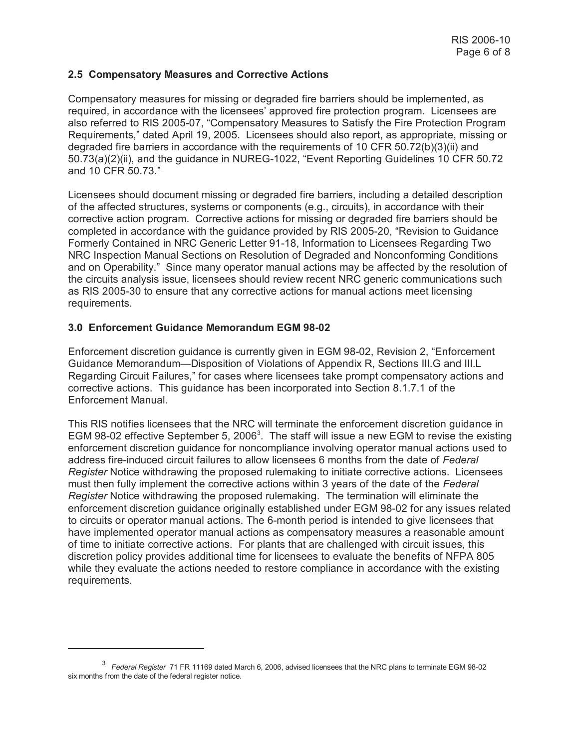## 2.5 Compensatory Measures and Corrective Actions

Compensatory measures for missing or degraded fire barriers should be implemented, as required, in accordance with the licensees' approved fire protection program. Licensees are also referred to RIS 2005-07, "Compensatory Measures to Satisfy the Fire Protection Program Requirements," dated April 19, 2005. Licensees should also report, as appropriate, missing or degraded fire barriers in accordance with the requirements of 10 CFR 50.72(b)(3)(ii) and 50.73(a)(2)(ii), and the guidance in NUREG-1022, "Event Reporting Guidelines 10 CFR 50.72 and 10 CFR 50.73."

Licensees should document missing or degraded fire barriers, including a detailed description of the affected structures, systems or components (e.g., circuits), in accordance with their corrective action program. Corrective actions for missing or degraded fire barriers should be completed in accordance with the guidance provided by RIS 2005-20, "Revision to Guidance Formerly Contained in NRC Generic Letter 91-18, Information to Licensees Regarding Two NRC Inspection Manual Sections on Resolution of Degraded and Nonconforming Conditions and on Operability." Since many operator manual actions may be affected by the resolution of the circuits analysis issue, licensees should review recent NRC generic communications such as RIS 2005-30 to ensure that any corrective actions for manual actions meet licensing requirements.

## 3.0 Enforcement Guidance Memorandum EGM 98-02

Enforcement discretion guidance is currently given in EGM 98-02, Revision 2, "Enforcement Guidance Memorandum—Disposition of Violations of Appendix R, Sections III.G and III.L Regarding Circuit Failures," for cases where licensees take prompt compensatory actions and corrective actions. This guidance has been incorporated into Section 8.1.7.1 of the Enforcement Manual.

This RIS notifies licensees that the NRC will terminate the enforcement discretion guidance in EGM 98-02 effective September 5, 2006[3]. The staff will issue a new EGM to revise the existing enforcement discretion guidance for noncompliance involving operator manual actions used to address fire-induced circuit failures to allow licensees 6 months from the date of *Federal Register* Notice withdrawing the proposed rulemaking to initiate corrective actions. Licensees must then fully implement the corrective actions within 3 years of the date of the *Federal Register* Notice withdrawing the proposed rulemaking. The termination will eliminate the enforcement discretion guidance originally established under EGM 98-02 for any issues related to circuits or operator manual actions. The 6-month period is intended to give licensees that have implemented operator manual actions as compensatory measures a reasonable amount of time to initiate corrective actions. For plants that are challenged with circuit issues, this discretion policy provides additional time for licensees to evaluate the benefits of NFPA 805 while they evaluate the actions needed to restore compliance in accordance with the existing requirements.

---

[3] *Federal Register* 71 FR 11169 dated March 6, 2006, advised licensees that the NRC plans to terminate EGM 98-02 six months from the date of the federal register notice.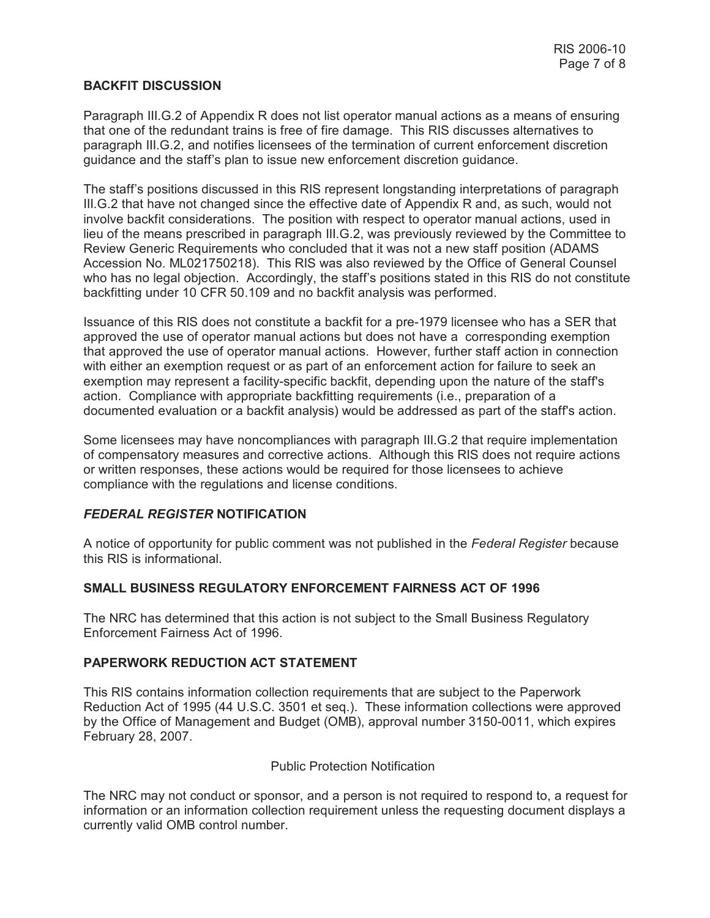## BACKFIT DISCUSSION

Paragraph III.G.2 of Appendix R does not list operator manual actions as a means of ensuring that one of the redundant trains is free of fire damage. This RIS discusses alternatives to paragraph III.G.2, and notifies licensees of the termination of current enforcement discretion guidance and the staff's plan to issue new enforcement discretion guidance.

The staff's positions discussed in this RIS represent longstanding interpretations of paragraph III.G.2 that have not changed since the effective date of Appendix R and, as such, would not involve backfit considerations. The position with respect to operator manual actions, used in lieu of the means prescribed in paragraph III.G.2, was previously reviewed by the Committee to Review Generic Requirements who concluded that it was not a new staff position (ADAMS Accession No. ML021750218). This RIS was also reviewed by the Office of General Counsel who has no legal objection. Accordingly, the staff's positions stated in this RIS do not constitute backfitting under 10 CFR 50.109 and no backfit analysis was performed.

Issuance of this RIS does not constitute a backfit for a pre-1979 licensee who has a SER that approved the use of operator manual actions but does not have a corresponding exemption that approved the use of operator manual actions. However, further staff action in connection with either an exemption request or as part of an enforcement action for failure to seek an exemption may represent a facility-specific backfit, depending upon the nature of the staff's action. Compliance with appropriate backfitting requirements (i.e., preparation of a documented evaluation or a backfit analysis) would be addressed as part of the staff's action.

Some licensees may have noncompliances with paragraph III.G.2 that require implementation of compensatory measures and corrective actions. Although this RIS does not require actions or written responses, these actions would be required for those licensees to achieve compliance with the regulations and license conditions.

## *FEDERAL REGISTER* NOTIFICATION

A notice of opportunity for public comment was not published in the *Federal Register* because this RIS is informational.

## SMALL BUSINESS REGULATORY ENFORCEMENT FAIRNESS ACT OF 1996

The NRC has determined that this action is not subject to the Small Business Regulatory Enforcement Fairness Act of 1996.

## PAPERWORK REDUCTION ACT STATEMENT

This RIS contains information collection requirements that are subject to the Paperwork Reduction Act of 1995 (44 U.S.C. 3501 et seq.). These information collections were approved by the Office of Management and Budget (OMB), approval number 3150-0011, which expires February 28, 2007.

Public Protection Notification

The NRC may not conduct or sponsor, and a person is not required to respond to, a request for information or an information collection requirement unless the requesting document displays a currently valid OMB control number.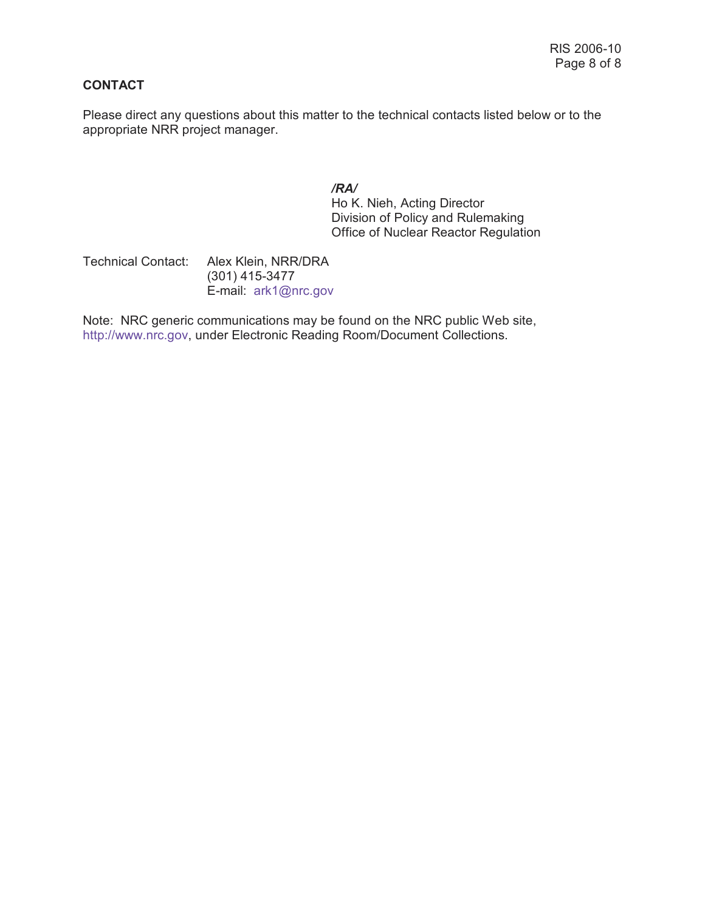## CONTACT

Please direct any questions about this matter to the technical contacts listed below or to the appropriate NRR project manager.

*/RA/*
Ho K. Nieh, Acting Director
Division of Policy and Rulemaking
Office of Nuclear Reactor Regulation

Technical Contact: Alex Klein, NRR/DRA
(301) 415-3477
E-mail: ark1@nrc.gov

Note: NRC generic communications may be found on the NRC public Web site, http://www.nrc.gov, under Electronic Reading Room/Document Collections.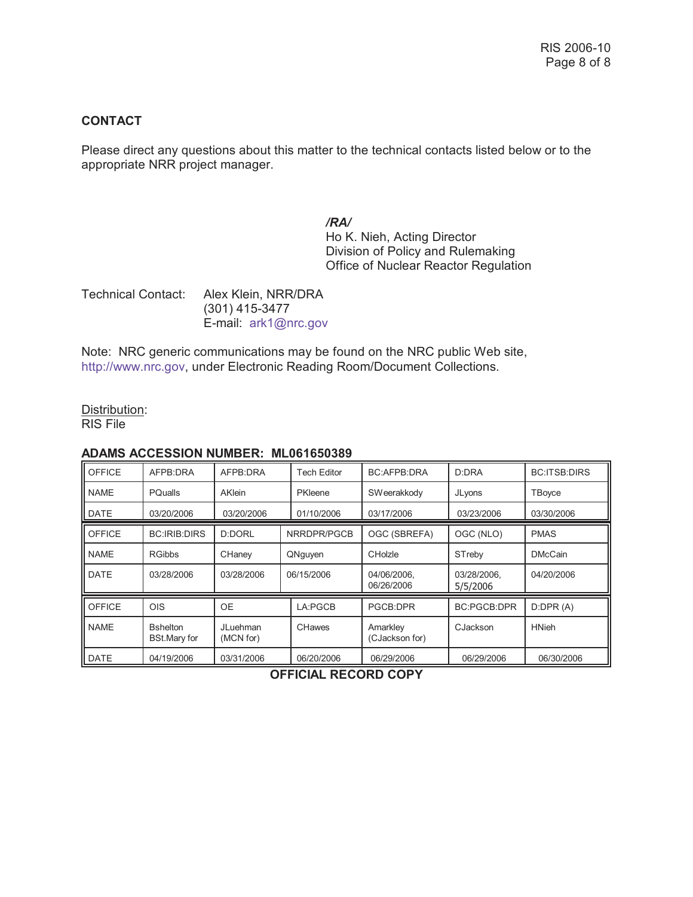**CONTACT**

Please direct any questions about this matter to the technical contacts listed below or to the appropriate NRR project manager.

*/RA/*
Ho K. Nieh, Acting Director
Division of Policy and Rulemaking
Office of Nuclear Reactor Regulation

Technical Contact: Alex Klein, NRR/DRA
(301) 415-3477
E-mail: ark1@nrc.gov

Note: NRC generic communications may be found on the NRC public Web site, http://www.nrc.gov, under Electronic Reading Room/Document Collections.

Distribution:
RIS File

**ADAMS ACCESSION NUMBER: ML061650389**

| OFFICE | AFPB:DRA | AFPB:DRA | Tech Editor | BC:AFPB:DRA | D:DRA | BC:ITSB:DIRS |
|---|---|---|---|---|---|---|
| NAME | PQualls | AKlein | PKleene | SWeerakkody | JLyons | TBoyce |
| DATE | 03/20/2006 | 03/20/2006 | 01/10/2006 | 03/17/2006 | 03/23/2006 | 03/30/2006 |
| OFFICE | BC:IRIB:DIRS | D:DORL | NRRDPR/PGCB | OGC (SBREFA) | OGC (NLO) | PMAS |
| NAME | RGibbs | CHaney | QNguyen | CHolzle | STreby | DMcCain |
| DATE | 03/28/2006 | 03/28/2006 | 06/15/2006 | 04/06/2006, 06/26/2006 | 03/28/2006, 5/5/2006 | 04/20/2006 |
| OFFICE | OIS | OE | LA:PGCB | PGCB:DPR | BC:PGCB:DPR | D:DPR (A) |
| NAME | Bshelton BSt.Mary for | JLuehman (MCN for) | CHawes | Amarkley (CJackson for) | CJackson | HNieh |
| DATE | 04/19/2006 | 03/31/2006 | 06/20/2006 | 06/29/2006 | 06/29/2006 | 06/30/2006 |

**OFFICIAL RECORD COPY**